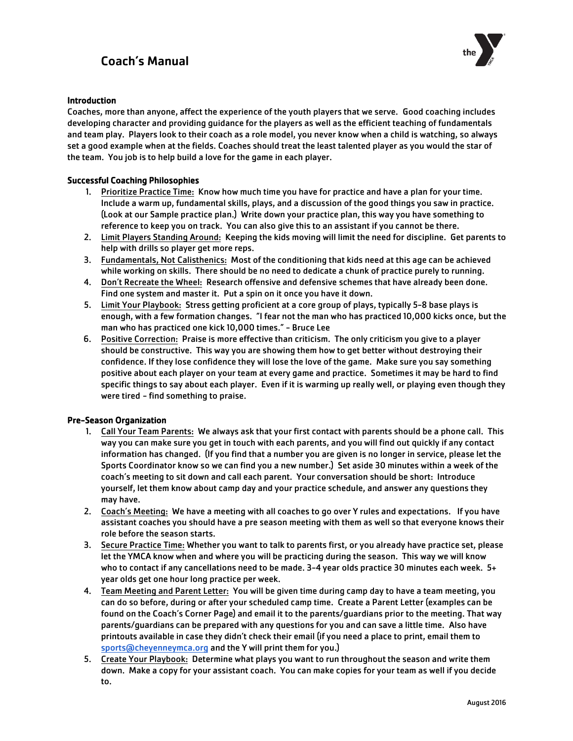# Coach's Manual

### Introduction

Coaches, more than anyone, affect the experience of the youth players that we serve. Good coaching includes developing character and providing guidance for the players as well as the efficient teaching of fundamentals and team play. Players look to their coach as a role model, you never know when a child is watching, so always set a good example when at the fields. Coaches should treat the least talented player as you would the star of the team. You job is to help build a love for the game in each player.

### Successful Coaching Philosophies

1. Prioritize Practice Time: Know how much time you have for practice and have a plan for your time. Include a warm up, fundamental skills, plays, and a discussion of the good things you saw in practice. (Look at our Sample practice plan.) Write down your practice plan, this way you have something to reference to keep you on track. You can also give this to an assistant if you cannot be there.
2. Limit Players Standing Around: Keeping the kids moving will limit the need for discipline. Get parents to help with drills so player get more reps.
3. Fundamentals, Not Calisthenics: Most of the conditioning that kids need at this age can be achieved while working on skills. There should be no need to dedicate a chunk of practice purely to running.
4. Don't Recreate the Wheel: Research offensive and defensive schemes that have already been done. Find one system and master it. Put a spin on it once you have it down.
5. Limit Your Playbook: Stress getting proficient at a core group of plays, typically 5-8 base plays is enough, with a few formation changes. "I fear not the man who has practiced 10,000 kicks once, but the man who has practiced one kick 10,000 times." - Bruce Lee
6. Positive Correction: Praise is more effective than criticism. The only criticism you give to a player should be constructive. This way you are showing them how to get better without destroying their confidence. If they lose confidence they will lose the love of the game. Make sure you say something positive about each player on your team at every game and practice. Sometimes it may be hard to find specific things to say about each player. Even if it is warming up really well, or playing even though they were tired - find something to praise.

### Pre-Season Organization

1. Call Your Team Parents: We always ask that your first contact with parents should be a phone call. This way you can make sure you get in touch with each parents, and you will find out quickly if any contact information has changed. (If you find that a number you are given is no longer in service, please let the Sports Coordinator know so we can find you a new number.) Set aside 30 minutes within a week of the coach's meeting to sit down and call each parent. Your conversation should be short: Introduce yourself, let them know about camp day and your practice schedule, and answer any questions they may have.
2. Coach's Meeting: We have a meeting with all coaches to go over Y rules and expectations. If you have assistant coaches you should have a pre season meeting with them as well so that everyone knows their role before the season starts.
3. Secure Practice Time: Whether you want to talk to parents first, or you already have practice set, please let the YMCA know when and where you will be practicing during the season. This way we will know who to contact if any cancellations need to be made. 3-4 year olds practice 30 minutes each week. 5+ year olds get one hour long practice per week.
4. Team Meeting and Parent Letter: You will be given time during camp day to have a team meeting, you can do so before, during or after your scheduled camp time. Create a Parent Letter (examples can be found on the Coach's Corner Page) and email it to the parents/guardians prior to the meeting. That way parents/guardians can be prepared with any questions for you and can save a little time. Also have printouts available in case they didn't check their email (if you need a place to print, email them to sports@cheyenneymca.org and the Y will print them for you.)
5. Create Your Playbook: Determine what plays you want to run throughout the season and write them down. Make a copy for your assistant coach. You can make copies for your team as well if you decide to.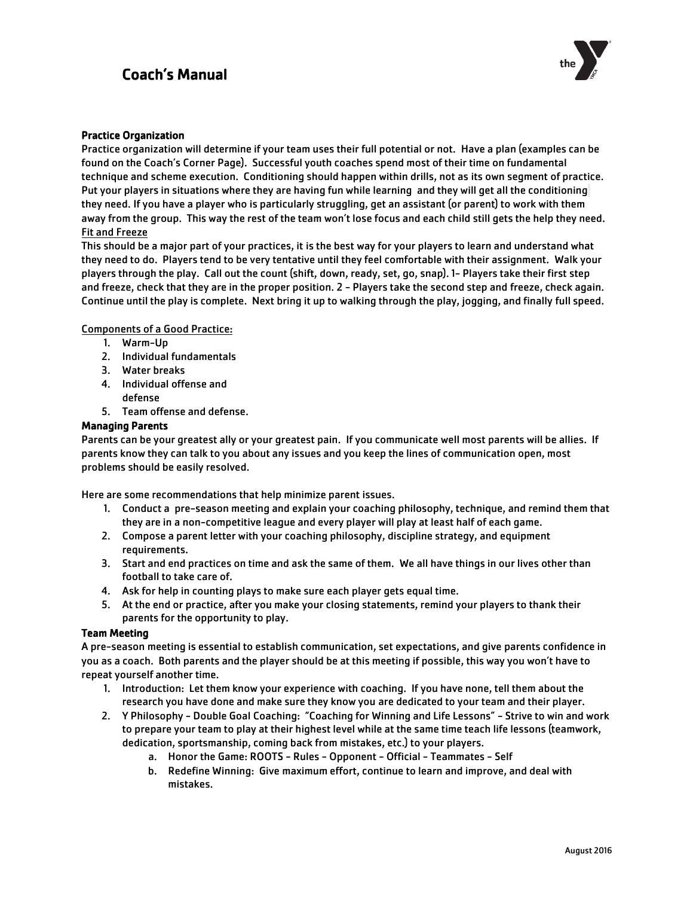## Practice Organization

Practice organization will determine if your team uses their full potential or not. Have a plan (examples can be found on the Coach's Corner Page). Successful youth coaches spend most of their time on fundamental technique and scheme execution. Conditioning should happen within drills, not as its own segment of practice. Put your players in situations where they are having fun while learning and they will get all the conditioning they need. If you have a player who is particularly struggling, get an assistant (or parent) to work with them away from the group. This way the rest of the team won't lose focus and each child still gets the help they need.

<u>Fit and Freeze</u>

This should be a major part of your practices, it is the best way for your players to learn and understand what they need to do. Players tend to be very tentative until they feel comfortable with their assignment. Walk your players through the play. Call out the count (shift, down, ready, set, go, snap). 1- Players take their first step and freeze, check that they are in the proper position. 2 - Players take the second step and freeze, check again. Continue until the play is complete. Next bring it up to walking through the play, jogging, and finally full speed.

<u>Components of a Good Practice:</u>

1. Warm-Up
2. Individual fundamentals
3. Water breaks
4. Individual offense and defense
5. Team offense and defense.

## Managing Parents

Parents can be your greatest ally or your greatest pain. If you communicate well most parents will be allies. If parents know they can talk to you about any issues and you keep the lines of communication open, most problems should be easily resolved.

Here are some recommendations that help minimize parent issues.

1. Conduct a pre-season meeting and explain your coaching philosophy, technique, and remind them that they are in a non-competitive league and every player will play at least half of each game.
2. Compose a parent letter with your coaching philosophy, discipline strategy, and equipment requirements.
3. Start and end practices on time and ask the same of them. We all have things in our lives other than football to take care of.
4. Ask for help in counting plays to make sure each player gets equal time.
5. At the end or practice, after you make your closing statements, remind your players to thank their parents for the opportunity to play.

## Team Meeting

A pre-season meeting is essential to establish communication, set expectations, and give parents confidence in you as a coach. Both parents and the player should be at this meeting if possible, this way you won't have to repeat yourself another time.

1. Introduction: Let them know your experience with coaching. If you have none, tell them about the research you have done and make sure they know you are dedicated to your team and their player.
2. Y Philosophy - Double Goal Coaching: "Coaching for Winning and Life Lessons" - Strive to win and work to prepare your team to play at their highest level while at the same time teach life lessons (teamwork, dedication, sportsmanship, coming back from mistakes, etc.) to your players.
   a. Honor the Game: ROOTS - Rules - Opponent - Official - Teammates - Self
   b. Redefine Winning: Give maximum effort, continue to learn and improve, and deal with mistakes.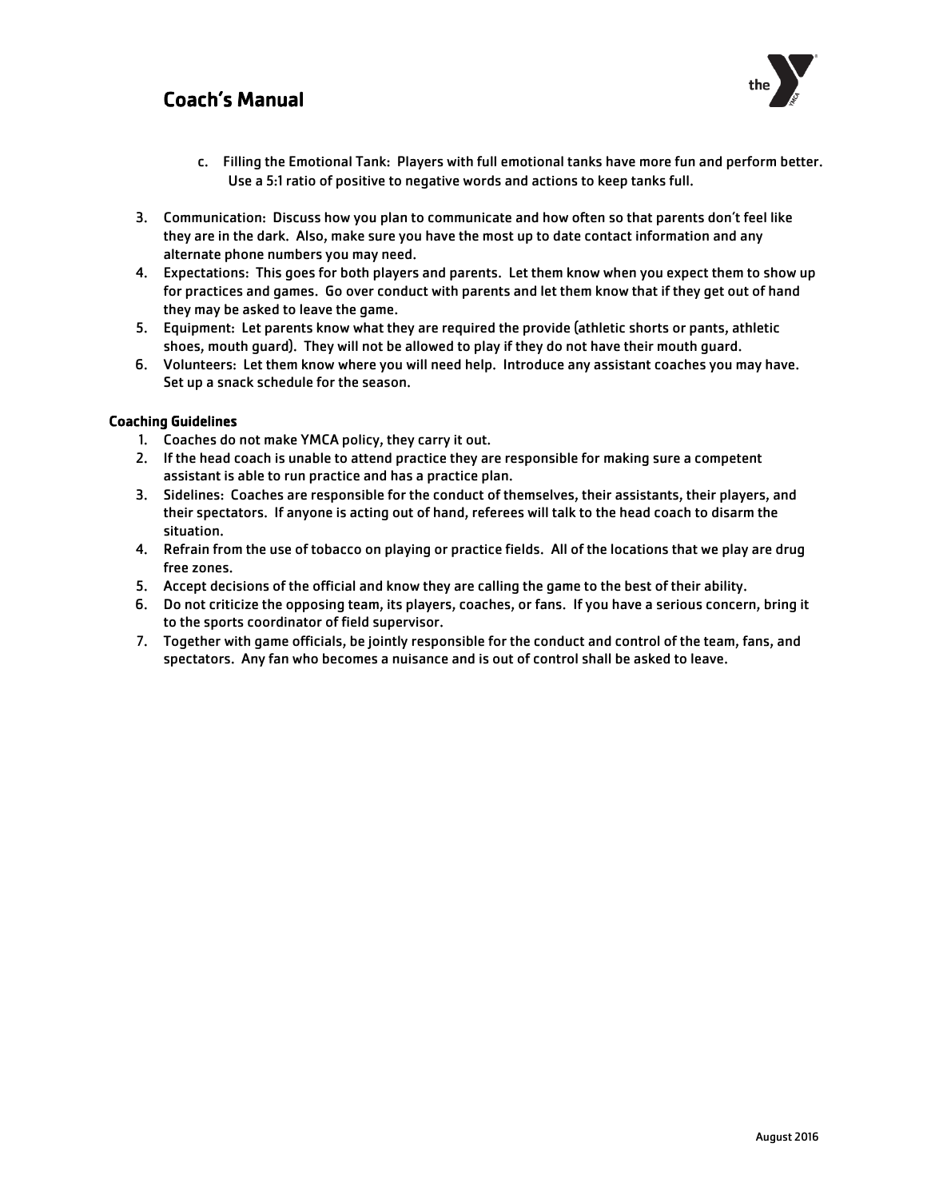c. Filling the Emotional Tank: Players with full emotional tanks have more fun and perform better. Use a 5:1 ratio of positive to negative words and actions to keep tanks full.

3. Communication: Discuss how you plan to communicate and how often so that parents don't feel like they are in the dark. Also, make sure you have the most up to date contact information and any alternate phone numbers you may need.
4. Expectations: This goes for both players and parents. Let them know when you expect them to show up for practices and games. Go over conduct with parents and let them know that if they get out of hand they may be asked to leave the game.
5. Equipment: Let parents know what they are required the provide (athletic shorts or pants, athletic shoes, mouth guard). They will not be allowed to play if they do not have their mouth guard.
6. Volunteers: Let them know where you will need help. Introduce any assistant coaches you may have. Set up a snack schedule for the season.

### Coaching Guidelines

1. Coaches do not make YMCA policy, they carry it out.
2. If the head coach is unable to attend practice they are responsible for making sure a competent assistant is able to run practice and has a practice plan.
3. Sidelines: Coaches are responsible for the conduct of themselves, their assistants, their players, and their spectators. If anyone is acting out of hand, referees will talk to the head coach to disarm the situation.
4. Refrain from the use of tobacco on playing or practice fields. All of the locations that we play are drug free zones.
5. Accept decisions of the official and know they are calling the game to the best of their ability.
6. Do not criticize the opposing team, its players, coaches, or fans. If you have a serious concern, bring it to the sports coordinator of field supervisor.
7. Together with game officials, be jointly responsible for the conduct and control of the team, fans, and spectators. Any fan who becomes a nuisance and is out of control shall be asked to leave.